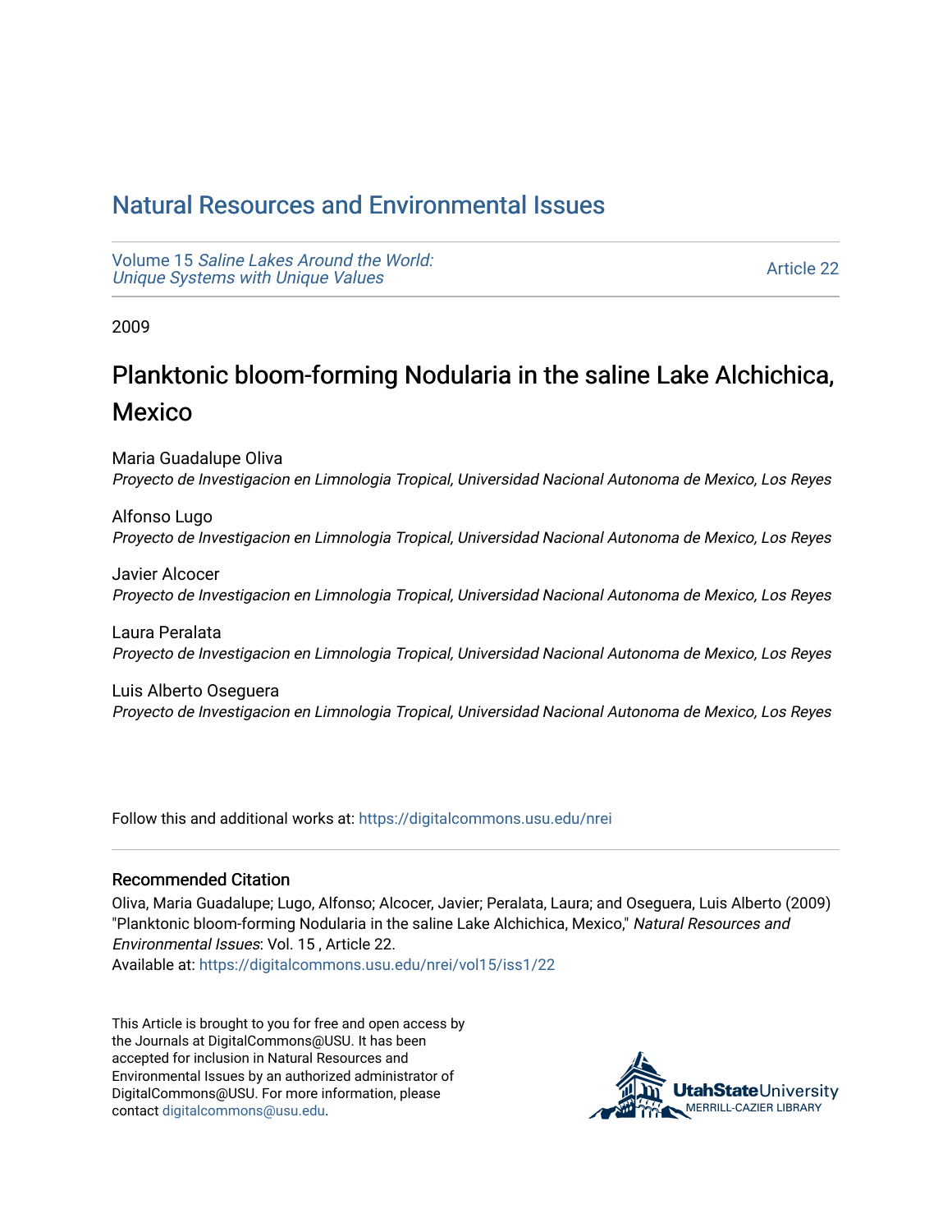# Natural Resources and Environmental Issues

Volume 15 *Saline Lakes Around the World: Unique Systems with Unique Values*

Article 22

2009

## Planktonic bloom-forming Nodularia in the saline Lake Alchichica, Mexico

Maria Guadalupe Oliva
*Proyecto de Investigacion en Limnologia Tropical, Universidad Nacional Autonoma de Mexico, Los Reyes*

Alfonso Lugo
*Proyecto de Investigacion en Limnologia Tropical, Universidad Nacional Autonoma de Mexico, Los Reyes*

Javier Alcocer
*Proyecto de Investigacion en Limnologia Tropical, Universidad Nacional Autonoma de Mexico, Los Reyes*

Laura Peralata
*Proyecto de Investigacion en Limnologia Tropical, Universidad Nacional Autonoma de Mexico, Los Reyes*

Luis Alberto Oseguera
*Proyecto de Investigacion en Limnologia Tropical, Universidad Nacional Autonoma de Mexico, Los Reyes*

Follow this and additional works at: https://digitalcommons.usu.edu/nrei

### Recommended Citation

Oliva, Maria Guadalupe; Lugo, Alfonso; Alcocer, Javier; Peralata, Laura; and Oseguera, Luis Alberto (2009) "Planktonic bloom-forming Nodularia in the saline Lake Alchichica, Mexico," *Natural Resources and Environmental Issues*: Vol. 15 , Article 22.
Available at: https://digitalcommons.usu.edu/nrei/vol15/iss1/22

This Article is brought to you for free and open access by the Journals at DigitalCommons@USU. It has been accepted for inclusion in Natural Resources and Environmental Issues by an authorized administrator of DigitalCommons@USU. For more information, please contact digitalcommons@usu.edu.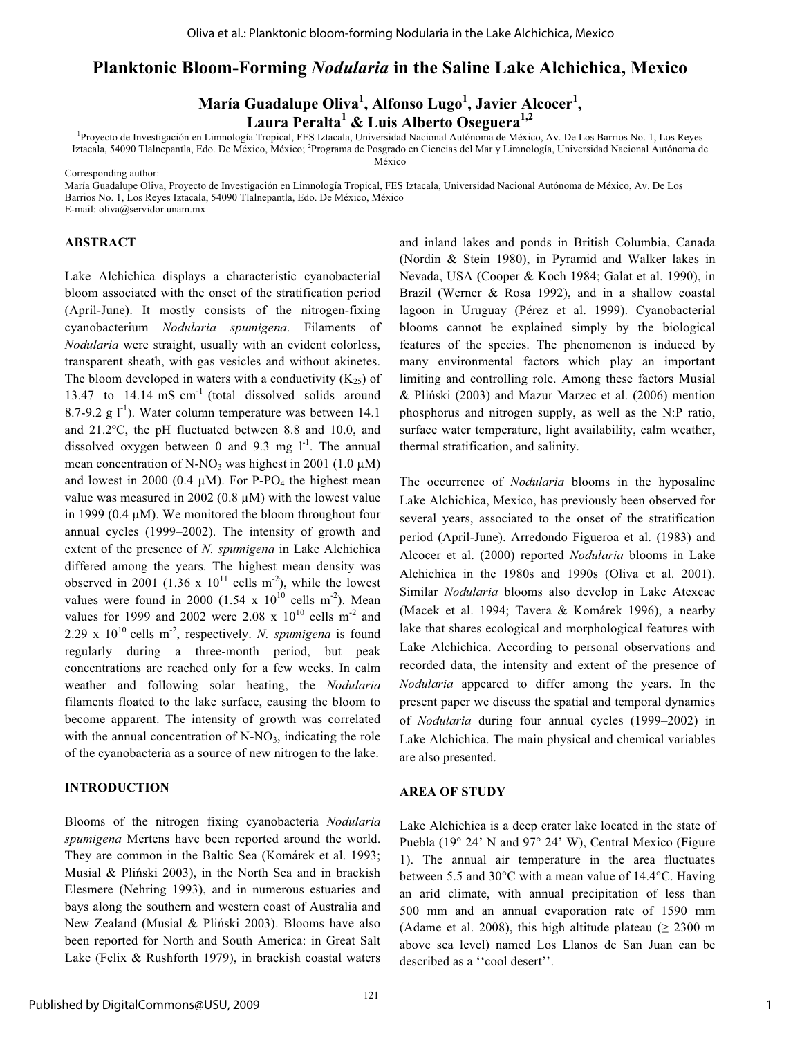# Planktonic Bloom-Forming *Nodularia* in the Saline Lake Alchichica, Mexico

**María Guadalupe Oliva[1], Alfonso Lugo[1], Javier Alcocer[1], Laura Peralta[1] & Luis Alberto Oseguera[1,2]**

[1]Proyecto de Investigación en Limnología Tropical, FES Iztacala, Universidad Nacional Autónoma de México, Av. De Los Barrios No. 1, Los Reyes Iztacala, 54090 Tlalnepantla, Edo. De México, México; [2]Programa de Posgrado en Ciencias del Mar y Limnología, Universidad Nacional Autónoma de México

Corresponding author:
María Guadalupe Oliva, Proyecto de Investigación en Limnología Tropical, FES Iztacala, Universidad Nacional Autónoma de México, Av. De Los Barrios No. 1, Los Reyes Iztacala, 54090 Tlalnepantla, Edo. De México, México
E-mail: oliva@servidor.unam.mx

## ABSTRACT

Lake Alchichica displays a characteristic cyanobacterial bloom associated with the onset of the stratification period (April-June). It mostly consists of the nitrogen-fixing cyanobacterium *Nodularia spumigena*. Filaments of *Nodularia* were straight, usually with an evident colorless, transparent sheath, with gas vesicles and without akinetes. The bloom developed in waters with a conductivity ($K_{25}$) of 13.47 to 14.14 mS $cm^{-1}$ (total dissolved solids around 8.7-9.2 g $l^{-1}$). Water column temperature was between 14.1 and 21.2ºC, the pH fluctuated between 8.8 and 10.0, and dissolved oxygen between 0 and 9.3 mg $l^{-1}$. The annual mean concentration of N-$NO_3$ was highest in 2001 (1.0 µM) and lowest in 2000 (0.4 µM). For P-$PO_4$ the highest mean value was measured in 2002 (0.8 µM) with the lowest value in 1999 (0.4 µM). We monitored the bloom throughout four annual cycles (1999–2002). The intensity of growth and extent of the presence of *N. spumigena* in Lake Alchichica differed among the years. The highest mean density was observed in 2001 ($1.36 \times 10^{11}$ cells $m^{-2}$), while the lowest values were found in 2000 ($1.54 \times 10^{10}$ cells $m^{-2}$). Mean values for 1999 and 2002 were $2.08 \times 10^{10}$ cells $m^{-2}$ and $2.29 \times 10^{10}$ cells $m^{-2}$, respectively. *N. spumigena* is found regularly during a three-month period, but peak concentrations are reached only for a few weeks. In calm weather and following solar heating, the *Nodularia* filaments floated to the lake surface, causing the bloom to become apparent. The intensity of growth was correlated with the annual concentration of N-$NO_3$, indicating the role of the cyanobacteria as a source of new nitrogen to the lake.

## INTRODUCTION

Blooms of the nitrogen fixing cyanobacteria *Nodularia spumigena* Mertens have been reported around the world. They are common in the Baltic Sea (Komárek et al. 1993; Musial & Pliński 2003), in the North Sea and in brackish Elesmere (Nehring 1993), and in numerous estuaries and bays along the southern and western coast of Australia and New Zealand (Musial & Pliński 2003). Blooms have also been reported for North and South America: in Great Salt Lake (Felix & Rushforth 1979), in brackish coastal waters and inland lakes and ponds in British Columbia, Canada (Nordin & Stein 1980), in Pyramid and Walker lakes in Nevada, USA (Cooper & Koch 1984; Galat et al. 1990), in Brazil (Werner & Rosa 1992), and in a shallow coastal lagoon in Uruguay (Pérez et al. 1999). Cyanobacterial blooms cannot be explained simply by the biological features of the species. The phenomenon is induced by many environmental factors which play an important limiting and controlling role. Among these factors Musial & Pliński (2003) and Mazur Marzec et al. (2006) mention phosphorus and nitrogen supply, as well as the N:P ratio, surface water temperature, light availability, calm weather, thermal stratification, and salinity.

The occurrence of *Nodularia* blooms in the hyposaline Lake Alchichica, Mexico, has previously been observed for several years, associated to the onset of the stratification period (April-June). Arredondo Figueroa et al. (1983) and Alcocer et al. (2000) reported *Nodularia* blooms in Lake Alchichica in the 1980s and 1990s (Oliva et al. 2001). Similar *Nodularia* blooms also develop in Lake Atexcac (Macek et al. 1994; Tavera & Komárek 1996), a nearby lake that shares ecological and morphological features with Lake Alchichica. According to personal observations and recorded data, the intensity and extent of the presence of *Nodularia* appeared to differ among the years. In the present paper we discuss the spatial and temporal dynamics of *Nodularia* during four annual cycles (1999–2002) in Lake Alchichica. The main physical and chemical variables are also presented.

## AREA OF STUDY

Lake Alchichica is a deep crater lake located in the state of Puebla (19° 24' N and 97° 24' W), Central Mexico (Figure 1). The annual air temperature in the area fluctuates between 5.5 and 30°C with a mean value of 14.4°C. Having an arid climate, with annual precipitation of less than 500 mm and an annual evaporation rate of 1590 mm (Adame et al. 2008), this high altitude plateau (≥ 2300 m above sea level) named Los Llanos de San Juan can be described as a ''cool desert''.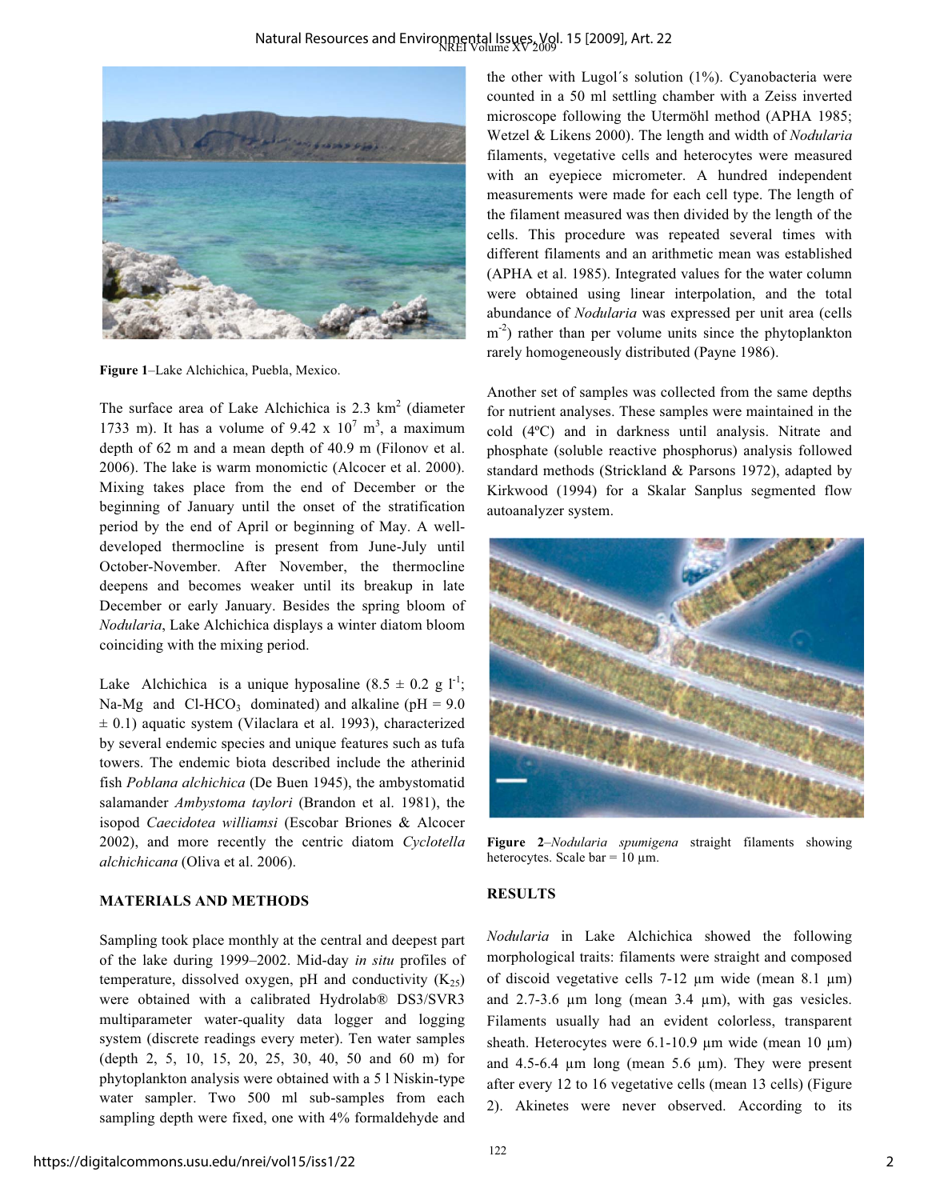Figure 1–Lake Alchichica, Puebla, Mexico.

The surface area of Lake Alchichica is 2.3 km$^2$ (diameter 1733 m). It has a volume of 9.42 x $10^7$ m$^3$, a maximum depth of 62 m and a mean depth of 40.9 m (Filonov et al. 2006). The lake is warm monomictic (Alcocer et al. 2000). Mixing takes place from the end of December or the beginning of January until the onset of the stratification period by the end of April or beginning of May. A well-developed thermocline is present from June-July until October-November. After November, the thermocline deepens and becomes weaker until its breakup in late December or early January. Besides the spring bloom of *Nodularia*, Lake Alchichica displays a winter diatom bloom coinciding with the mixing period.

Lake Alchichica is a unique hyposaline (8.5 ± 0.2 g l$^{-1}$; Na-Mg and Cl-$HCO_3$ dominated) and alkaline (pH = 9.0 ± 0.1) aquatic system (Vilaclara et al. 1993), characterized by several endemic species and unique features such as tufa towers. The endemic biota described include the atherinid fish *Poblana alchichica* (De Buen 1945), the ambystomatid salamander *Ambystoma taylori* (Brandon et al. 1981), the isopod *Caecidotea williamsi* (Escobar Briones & Alcocer 2002), and more recently the centric diatom *Cyclotella alchichicana* (Oliva et al. 2006).

## MATERIALS AND METHODS

Sampling took place monthly at the central and deepest part of the lake during 1999–2002. Mid-day *in situ* profiles of temperature, dissolved oxygen, pH and conductivity ($K_{25}$) were obtained with a calibrated Hydrolab® DS3/SVR3 multiparameter water-quality data logger and logging system (discrete readings every meter). Ten water samples (depth 2, 5, 10, 15, 20, 25, 30, 40, 50 and 60 m) for phytoplankton analysis were obtained with a 5 l Niskin-type water sampler. Two 500 ml sub-samples from each sampling depth were fixed, one with 4% formaldehyde and the other with Lugol´s solution (1%). Cyanobacteria were counted in a 50 ml settling chamber with a Zeiss inverted microscope following the Utermöhl method (APHA 1985; Wetzel & Likens 2000). The length and width of *Nodularia* filaments, vegetative cells and heterocytes were measured with an eyepiece micrometer. A hundred independent measurements were made for each cell type. The length of the filament measured was then divided by the length of the cells. This procedure was repeated several times with different filaments and an arithmetic mean was established (APHA et al. 1985). Integrated values for the water column were obtained using linear interpolation, and the total abundance of *Nodularia* was expressed per unit area (cells m$^{-2}$) rather than per volume units since the phytoplankton rarely homogeneously distributed (Payne 1986).

Another set of samples was collected from the same depths for nutrient analyses. These samples were maintained in the cold (4ºC) and in darkness until analysis. Nitrate and phosphate (soluble reactive phosphorus) analysis followed standard methods (Strickland & Parsons 1972), adapted by Kirkwood (1994) for a Skalar Sanplus segmented flow autoanalyzer system.

Figure 2–*Nodularia spumigena* straight filaments showing heterocytes. Scale bar = 10 µm.

## RESULTS

*Nodularia* in Lake Alchichica showed the following morphological traits: filaments were straight and composed of discoid vegetative cells 7-12 µm wide (mean 8.1 µm) and 2.7-3.6 µm long (mean 3.4 µm), with gas vesicles. Filaments usually had an evident colorless, transparent sheath. Heterocytes were 6.1-10.9 µm wide (mean 10 µm) and 4.5-6.4 µm long (mean 5.6 µm). They were present after every 12 to 16 vegetative cells (mean 13 cells) (Figure 2). Akinetes were never observed. According to its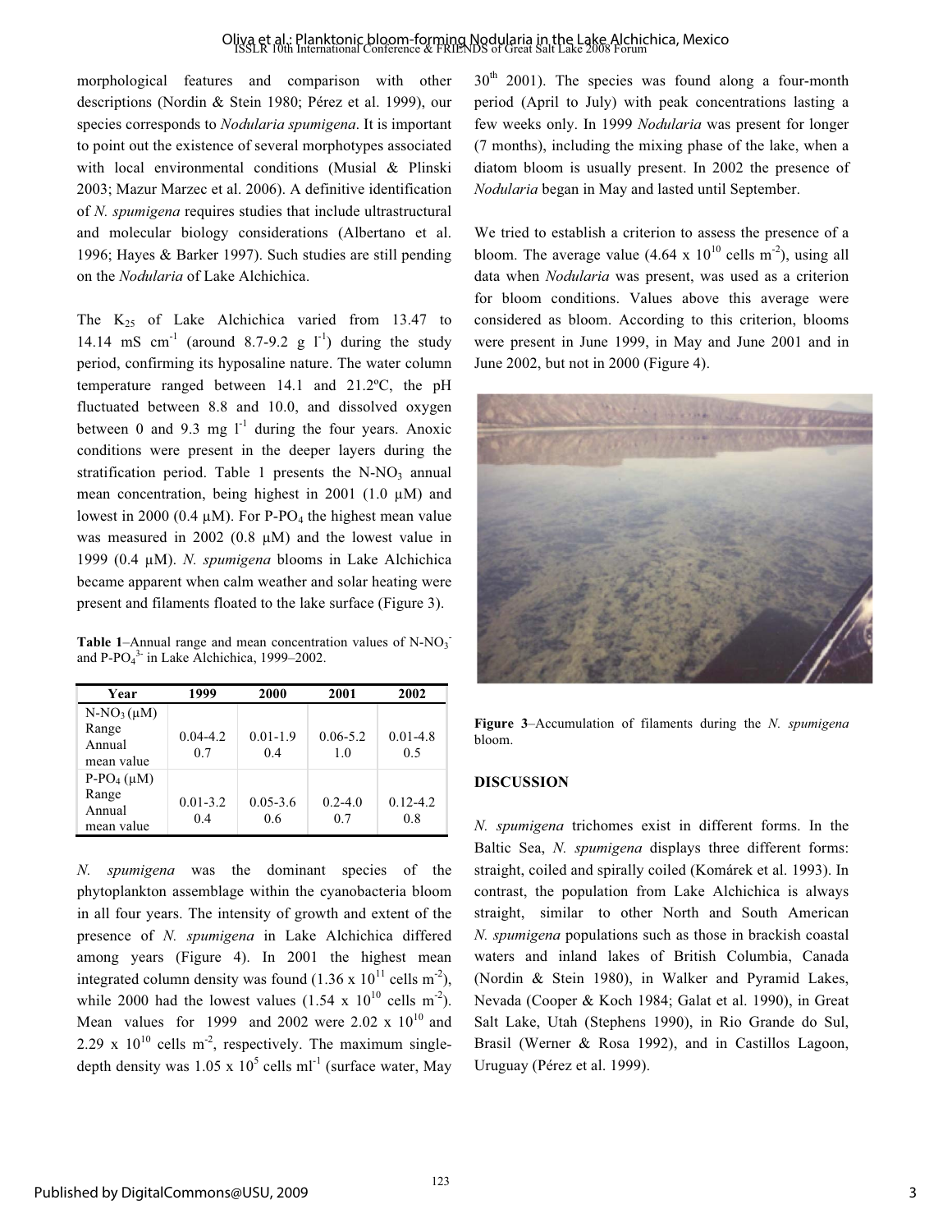morphological features and comparison with other descriptions (Nordin & Stein 1980; Pérez et al. 1999), our species corresponds to *Nodularia spumigena*. It is important to point out the existence of several morphotypes associated with local environmental conditions (Musial & Plinski 2003; Mazur Marzec et al. 2006). A definitive identification of *N. spumigena* requires studies that include ultrastructural and molecular biology considerations (Albertano et al. 1996; Hayes & Barker 1997). Such studies are still pending on the *Nodularia* of Lake Alchichica.

The $K_{25}$ of Lake Alchichica varied from 13.47 to 14.14 mS cm$^{-1}$ (around 8.7-9.2 g l$^{-1}$) during the study period, confirming its hyposaline nature. The water column temperature ranged between 14.1 and 21.2ºC, the pH fluctuated between 8.8 and 10.0, and dissolved oxygen between 0 and 9.3 mg l$^{-1}$ during the four years. Anoxic conditions were present in the deeper layers during the stratification period. Table 1 presents the $N\text{-}NO_3$ annual mean concentration, being highest in 2001 (1.0 μM) and lowest in 2000 (0.4 μM). For $P\text{-}PO_4$ the highest mean value was measured in 2002 (0.8 μM) and the lowest value in 1999 (0.4 μM). *N. spumigena* blooms in Lake Alchichica became apparent when calm weather and solar heating were present and filaments floated to the lake surface (Figure 3).

**Table 1**–Annual range and mean concentration values of $N\text{-}NO_3^-$ and $P\text{-}PO_4^{3-}$ in Lake Alchichica, 1999–2002.

| Year | 1999 | 2000 | 2001 | 2002 |
|---|---|---|---|---|
| $N\text{-}NO_3$ (μM) Range Annual mean value | 0.04-4.2 0.7 | 0.01-1.9 0.4 | 0.06-5.2 1.0 | 0.01-4.8 0.5 |
| $P\text{-}PO_4$ (μM) Range Annual mean value | 0.01-3.2 0.4 | 0.05-3.6 0.6 | 0.2-4.0 0.7 | 0.12-4.2 0.8 |

*N. spumigena* was the dominant species of the phytoplankton assemblage within the cyanobacteria bloom in all four years. The intensity of growth and extent of the presence of *N. spumigena* in Lake Alchichica differed among years (Figure 4). In 2001 the highest mean integrated column density was found ($1.36 \times 10^{11}$ cells m$^{-2}$), while 2000 had the lowest values ($1.54 \times 10^{10}$ cells m$^{-2}$). Mean values for 1999 and 2002 were $2.02 \times 10^{10}$ and $2.29 \times 10^{10}$ cells m$^{-2}$, respectively. The maximum single-depth density was $1.05 \times 10^5$ cells ml$^{-1}$ (surface water, May 30$^{th}$ 2001). The species was found along a four-month period (April to July) with peak concentrations lasting a few weeks only. In 1999 *Nodularia* was present for longer (7 months), including the mixing phase of the lake, when a diatom bloom is usually present. In 2002 the presence of *Nodularia* began in May and lasted until September.

We tried to establish a criterion to assess the presence of a bloom. The average value ($4.64 \times 10^{10}$ cells m$^{-2}$), using all data when *Nodularia* was present, was used as a criterion for bloom conditions. Values above this average were considered as bloom. According to this criterion, blooms were present in June 1999, in May and June 2001 and in June 2002, but not in 2000 (Figure 4).

**Figure 3**–Accumulation of filaments during the *N. spumigena* bloom.

## DISCUSSION

*N. spumigena* trichomes exist in different forms. In the Baltic Sea, *N. spumigena* displays three different forms: straight, coiled and spirally coiled (Komárek et al. 1993). In contrast, the population from Lake Alchichica is always straight, similar to other North and South American *N. spumigena* populations such as those in brackish coastal waters and inland lakes of British Columbia, Canada (Nordin & Stein 1980), in Walker and Pyramid Lakes, Nevada (Cooper & Koch 1984; Galat et al. 1990), in Great Salt Lake, Utah (Stephens 1990), in Rio Grande do Sul, Brasil (Werner & Rosa 1992), and in Castillos Lagoon, Uruguay (Pérez et al. 1999).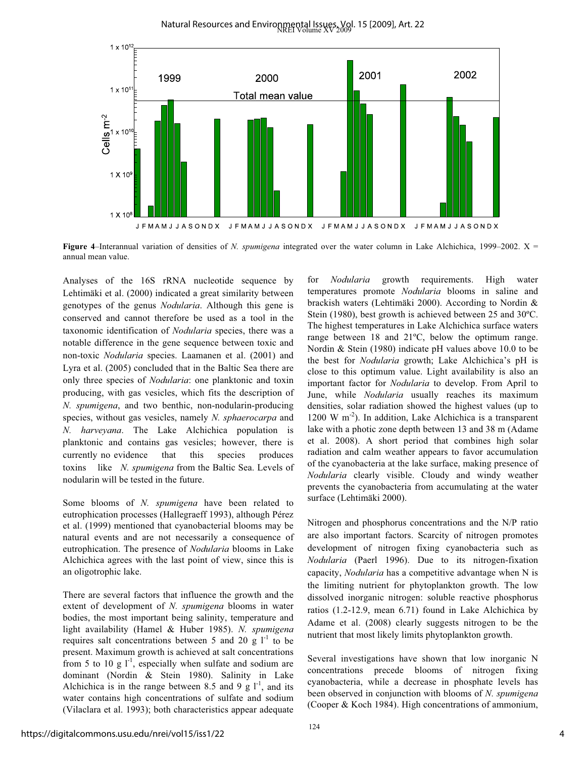**Figure 4**–Interannual variation of densities of *N. spumigena* integrated over the water column in Lake Alchichica, 1999–2002. X = annual mean value.

Analyses of the 16S rRNA nucleotide sequence by Lehtimäki et al. (2000) indicated a great similarity between genotypes of the genus *Nodularia*. Although this gene is conserved and cannot therefore be used as a tool in the taxonomic identification of *Nodularia* species, there was a notable difference in the gene sequence between toxic and non-toxic *Nodularia* species. Laamanen et al. (2001) and Lyra et al. (2005) concluded that in the Baltic Sea there are only three species of *Nodularia*: one planktonic and toxin producing, with gas vesicles, which fits the description of *N. spumigena*, and two benthic, non-nodularin-producing species, without gas vesicles, namely *N. sphaerocarpa* and *N. harveyana*. The Lake Alchichica population is planktonic and contains gas vesicles; however, there is currently no evidence that this species produces toxins like *N. spumigena* from the Baltic Sea. Levels of nodularin will be tested in the future.

Some blooms of *N. spumigena* have been related to eutrophication processes (Hallegraeff 1993), although Pérez et al. (1999) mentioned that cyanobacterial blooms may be natural events and are not necessarily a consequence of eutrophication. The presence of *Nodularia* blooms in Lake Alchichica agrees with the last point of view, since this is an oligotrophic lake.

There are several factors that influence the growth and the extent of development of *N. spumigena* blooms in water bodies, the most important being salinity, temperature and light availability (Hamel & Huber 1985). *N. spumigena* requires salt concentrations between 5 and 20 g $l^{-1}$ to be present. Maximum growth is achieved at salt concentrations from 5 to 10 g $l^{-1}$, especially when sulfate and sodium are dominant (Nordin & Stein 1980). Salinity in Lake Alchichica is in the range between 8.5 and 9 g $l^{-1}$, and its water contains high concentrations of sulfate and sodium (Vilaclara et al. 1993); both characteristics appear adequate for *Nodularia* growth requirements. High water temperatures promote *Nodularia* blooms in saline and brackish waters (Lehtimäki 2000). According to Nordin & Stein (1980), best growth is achieved between 25 and 30ºC. The highest temperatures in Lake Alchichica surface waters range between 18 and 21ºC, below the optimum range. Nordin & Stein (1980) indicate pH values above 10.0 to be the best for *Nodularia* growth; Lake Alchichica's pH is close to this optimum value. Light availability is also an important factor for *Nodularia* to develop. From April to June, while *Nodularia* usually reaches its maximum densities, solar radiation showed the highest values (up to 1200 W $m^{-2}$). In addition, Lake Alchichica is a transparent lake with a photic zone depth between 13 and 38 m (Adame et al. 2008). A short period that combines high solar radiation and calm weather appears to favor accumulation of the cyanobacteria at the lake surface, making presence of *Nodularia* clearly visible. Cloudy and windy weather prevents the cyanobacteria from accumulating at the water surface (Lehtimäki 2000).

Nitrogen and phosphorus concentrations and the N/P ratio are also important factors. Scarcity of nitrogen promotes development of nitrogen fixing cyanobacteria such as *Nodularia* (Paerl 1996). Due to its nitrogen-fixation capacity, *Nodularia* has a competitive advantage when N is the limiting nutrient for phytoplankton growth. The low dissolved inorganic nitrogen: soluble reactive phosphorus ratios (1.2-12.9, mean 6.71) found in Lake Alchichica by Adame et al. (2008) clearly suggests nitrogen to be the nutrient that most likely limits phytoplankton growth.

Several investigations have shown that low inorganic N concentrations precede blooms of nitrogen fixing cyanobacteria, while a decrease in phosphate levels has been observed in conjunction with blooms of *N. spumigena* (Cooper & Koch 1984). High concentrations of ammonium,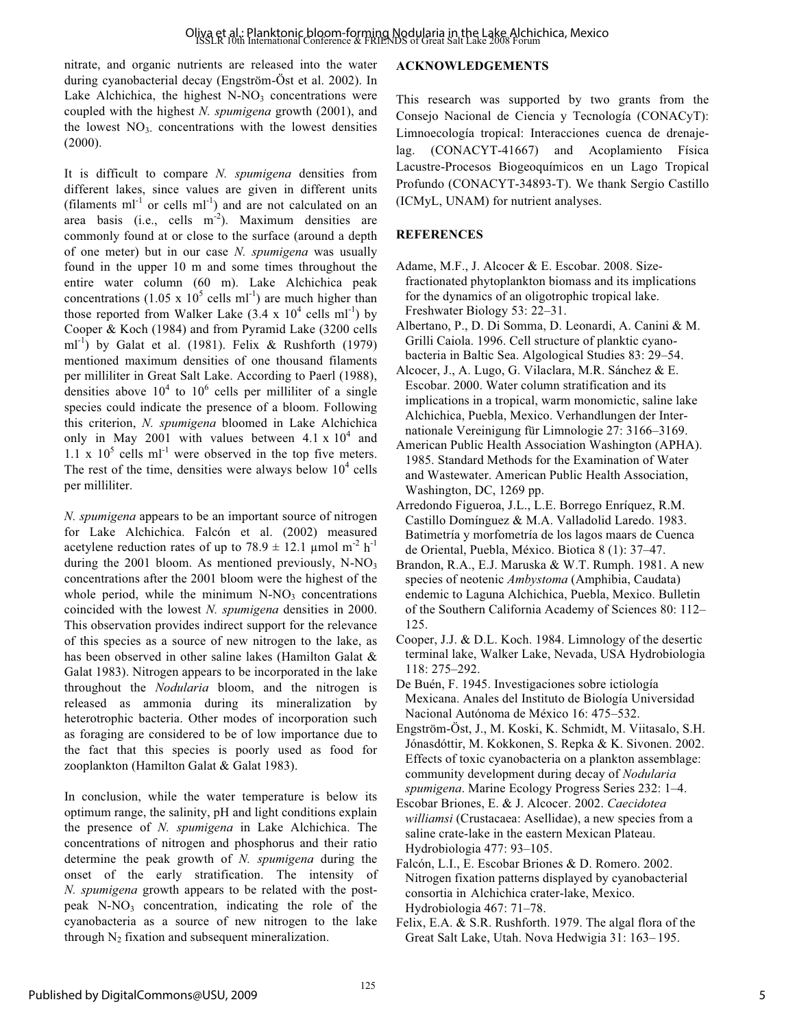nitrate, and organic nutrients are released into the water during cyanobacterial decay (Engström-Öst et al. 2002). In Lake Alchichica, the highest $N\text{-}NO_3$ concentrations were coupled with the highest *N. spumigena* growth (2001), and the lowest $NO_{3-}$ concentrations with the lowest densities (2000).

It is difficult to compare *N. spumigena* densities from different lakes, since values are given in different units (filaments $ml^{-1}$ or cells $ml^{-1}$) and are not calculated on an area basis (i.e., cells $m^{-2}$). Maximum densities are commonly found at or close to the surface (around a depth of one meter) but in our case *N. spumigena* was usually found in the upper 10 m and some times throughout the entire water column (60 m). Lake Alchichica peak concentrations ($1.05 \times 10^5$ cells $ml^{-1}$) are much higher than those reported from Walker Lake ($3.4 \times 10^4$ cells $ml^{-1}$) by Cooper & Koch (1984) and from Pyramid Lake (3200 cells $ml^{-1}$) by Galat et al. (1981). Felix & Rushforth (1979) mentioned maximum densities of one thousand filaments per milliliter in Great Salt Lake. According to Paerl (1988), densities above $10^4$ to $10^6$ cells per milliliter of a single species could indicate the presence of a bloom. Following this criterion, *N. spumigena* bloomed in Lake Alchichica only in May 2001 with values between $4.1 \times 10^4$ and $1.1 \times 10^5$ cells $ml^{-1}$ were observed in the top five meters. The rest of the time, densities were always below $10^4$ cells per milliliter.

*N. spumigena* appears to be an important source of nitrogen for Lake Alchichica. Falcón et al. (2002) measured acetylene reduction rates of up to $78.9 \pm 12.1$ µmol $m^{-2}$ $h^{-1}$ during the 2001 bloom. As mentioned previously, $N\text{-}NO_3$ concentrations after the 2001 bloom were the highest of the whole period, while the minimum $N\text{-}NO_3$ concentrations coincided with the lowest *N. spumigena* densities in 2000. This observation provides indirect support for the relevance of this species as a source of new nitrogen to the lake, as has been observed in other saline lakes (Hamilton Galat & Galat 1983). Nitrogen appears to be incorporated in the lake throughout the *Nodularia* bloom, and the nitrogen is released as ammonia during its mineralization by heterotrophic bacteria. Other modes of incorporation such as foraging are considered to be of low importance due to the fact that this species is poorly used as food for zooplankton (Hamilton Galat & Galat 1983).

In conclusion, while the water temperature is below its optimum range, the salinity, pH and light conditions explain the presence of *N. spumigena* in Lake Alchichica. The concentrations of nitrogen and phosphorus and their ratio determine the peak growth of *N. spumigena* during the onset of the early stratification. The intensity of *N. spumigena* growth appears to be related with the post-peak $N\text{-}NO_3$ concentration, indicating the role of the cyanobacteria as a source of new nitrogen to the lake through $N_2$ fixation and subsequent mineralization.

## ACKNOWLEDGEMENTS

This research was supported by two grants from the Consejo Nacional de Ciencia y Tecnología (CONACyT): Limnoecología tropical: Interacciones cuenca de drenaje-lag. (CONACYT-41667) and Acoplamiento Física Lacustre-Procesos Biogeoquímicos en un Lago Tropical Profundo (CONACYT-34893-T). We thank Sergio Castillo (ICMyL, UNAM) for nutrient analyses.

## REFERENCES

Adame, M.F., J. Alcocer & E. Escobar. 2008. Size-fractionated phytoplankton biomass and its implications for the dynamics of an oligotrophic tropical lake. Freshwater Biology 53: 22–31.

Albertano, P., D. Di Somma, D. Leonardi, A. Canini & M. Grilli Caiola. 1996. Cell structure of planktic cyanobacteria in Baltic Sea. Algological Studies 83: 29–54.

Alcocer, J., A. Lugo, G. Vilaclara, M.R. Sánchez & E. Escobar. 2000. Water column stratification and its implications in a tropical, warm monomictic, saline lake Alchichica, Puebla, Mexico. Verhandlungen der Internationale Vereinigung für Limnologie 27: 3166–3169.

American Public Health Association Washington (APHA). 1985. Standard Methods for the Examination of Water and Wastewater. American Public Health Association, Washington, DC, 1269 pp.

Arredondo Figueroa, J.L., L.E. Borrego Enríquez, R.M. Castillo Domínguez & M.A. Valladolid Laredo. 1983. Batimetría y morfometría de los lagos maars de Cuenca de Oriental, Puebla, México. Biotica 8 (1): 37–47.

Brandon, R.A., E.J. Maruska & W.T. Rumph. 1981. A new species of neotenic *Ambystoma* (Amphibia, Caudata) endemic to Laguna Alchichica, Puebla, Mexico. Bulletin of the Southern California Academy of Sciences 80: 112–125.

Cooper, J.J. & D.L. Koch. 1984. Limnology of the desertic terminal lake, Walker Lake, Nevada, USA Hydrobiologia 118: 275–292.

De Buén, F. 1945. Investigaciones sobre ictiología Mexicana. Anales del Instituto de Biología Universidad Nacional Autónoma de México 16: 475–532.

Engström-Öst, J., M. Koski, K. Schmidt, M. Viitasalo, S.H. Jónasdóttir, M. Kokkonen, S. Repka & K. Sivonen. 2002. Effects of toxic cyanobacteria on a plankton assemblage: community development during decay of *Nodularia spumigena*. Marine Ecology Progress Series 232: 1–4.

Escobar Briones, E. & J. Alcocer. 2002. *Caecidotea williamsi* (Crustacaea: Asellidae), a new species from a saline crate-lake in the eastern Mexican Plateau. Hydrobiologia 477: 93–105.

Falcón, L.I., E. Escobar Briones & D. Romero. 2002. Nitrogen fixation patterns displayed by cyanobacterial consortia in Alchichica crater-lake, Mexico. Hydrobiologia 467: 71–78.

Felix, E.A. & S.R. Rushforth. 1979. The algal flora of the Great Salt Lake, Utah. Nova Hedwigia 31: 163–195.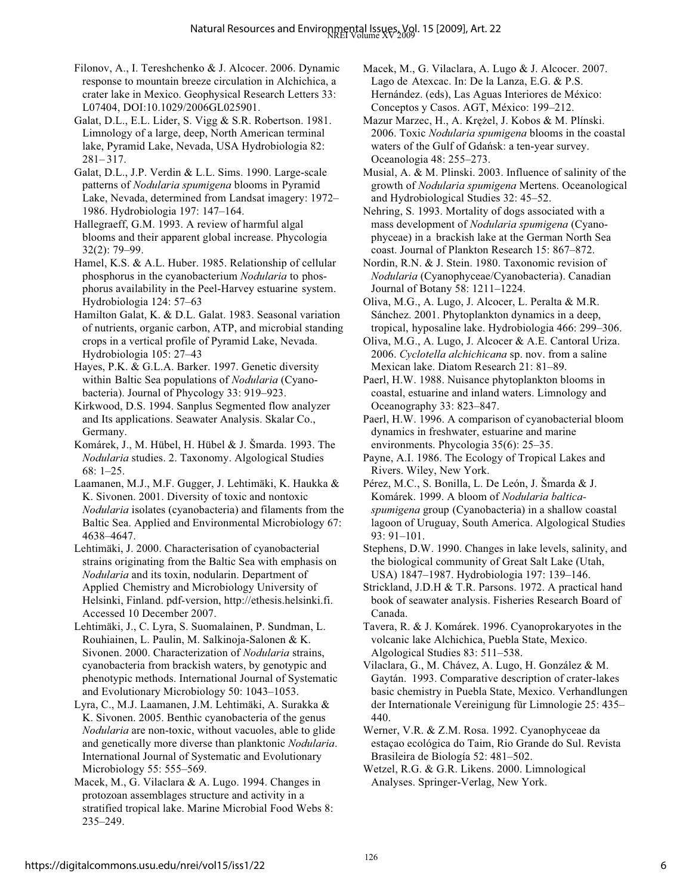Filonov, A., I. Tereshchenko & J. Alcocer. 2006. Dynamic response to mountain breeze circulation in Alchichica, a crater lake in Mexico. Geophysical Research Letters 33: L07404, DOI:10.1029/2006GL025901.

Galat, D.L., E.L. Lider, S. Vigg & S.R. Robertson. 1981. Limnology of a large, deep, North American terminal lake, Pyramid Lake, Nevada, USA Hydrobiologia 82: 281– 317.

Galat, D.L., J.P. Verdin & L.L. Sims. 1990. Large-scale patterns of *Nodularia spumigena* blooms in Pyramid Lake, Nevada, determined from Landsat imagery: 1972–1986. Hydrobiologia 197: 147–164.

Hallegraeff, G.M. 1993. A review of harmful algal blooms and their apparent global increase. Phycologia 32(2): 79–99.

Hamel, K.S. & A.L. Huber. 1985. Relationship of cellular phosphorus in the cyanobacterium *Nodularia* to phosphorus availability in the Peel-Harvey estuarine system. Hydrobiologia 124: 57–63

Hamilton Galat, K. & D.L. Galat. 1983. Seasonal variation of nutrients, organic carbon, ATP, and microbial standing crops in a vertical profile of Pyramid Lake, Nevada. Hydrobiologia 105: 27–43

Hayes, P.K. & G.L.A. Barker. 1997. Genetic diversity within Baltic Sea populations of *Nodularia* (Cyanobacteria). Journal of Phycology 33: 919–923.

Kirkwood, D.S. 1994. Sanplus Segmented flow analyzer and Its applications. Seawater Analysis. Skalar Co., Germany.

Komárek, J., M. Hübel, H. Hübel & J. Šmarda. 1993. The *Nodularia* studies. 2. Taxonomy. Algological Studies 68: 1–25.

Laamanen, M.J., M.F. Gugger, J. Lehtimäki, K. Haukka & K. Sivonen. 2001. Diversity of toxic and nontoxic *Nodularia* isolates (cyanobacteria) and filaments from the Baltic Sea. Applied and Environmental Microbiology 67: 4638–4647.

Lehtimäki, J. 2000. Characterisation of cyanobacterial strains originating from the Baltic Sea with emphasis on *Nodularia* and its toxin, nodularin. Department of Applied Chemistry and Microbiology University of Helsinki, Finland. pdf-version, http://ethesis.helsinki.fi. Accessed 10 December 2007.

Lehtimäki, J., C. Lyra, S. Suomalainen, P. Sundman, L. Rouhiainen, L. Paulin, M. Salkinoja-Salonen & K. Sivonen. 2000. Characterization of *Nodularia* strains, cyanobacteria from brackish waters, by genotypic and phenotypic methods. International Journal of Systematic and Evolutionary Microbiology 50: 1043–1053.

Lyra, C., M.J. Laamanen, J.M. Lehtimäki, A. Surakka & K. Sivonen. 2005. Benthic cyanobacteria of the genus *Nodularia* are non-toxic, without vacuoles, able to glide and genetically more diverse than planktonic *Nodularia*. International Journal of Systematic and Evolutionary Microbiology 55: 555–569.

Macek, M., G. Vilaclara & A. Lugo. 1994. Changes in protozoan assemblages structure and activity in a stratified tropical lake. Marine Microbial Food Webs 8: 235–249.

Macek, M., G. Vilaclara, A. Lugo & J. Alcocer. 2007. Lago de Atexcac. In: De la Lanza, E.G. & P.S. Hernández. (eds), Las Aguas Interiores de México: Conceptos y Casos. AGT, México: 199–212.

Mazur Marzec, H., A. Krężel, J. Kobos & M. Plínski. 2006. Toxic *Nodularia spumigena* blooms in the coastal waters of the Gulf of Gdańsk: a ten-year survey. Oceanologia 48: 255–273.

Musial, A. & M. Plinski. 2003. Influence of salinity of the growth of *Nodularia spumigena* Mertens. Oceanological and Hydrobiological Studies 32: 45–52.

Nehring, S. 1993. Mortality of dogs associated with a mass development of *Nodularia spumigena* (Cyanophyceae) in a brackish lake at the German North Sea coast. Journal of Plankton Research 15: 867–872.

Nordin, R.N. & J. Stein. 1980. Taxonomic revision of *Nodularia* (Cyanophyceae/Cyanobacteria). Canadian Journal of Botany 58: 1211–1224.

Oliva, M.G., A. Lugo, J. Alcocer, L. Peralta & M.R. Sánchez. 2001. Phytoplankton dynamics in a deep, tropical, hyposaline lake. Hydrobiologia 466: 299–306.

Oliva, M.G., A. Lugo, J. Alcocer & A.E. Cantoral Uriza. 2006. *Cyclotella alchichicana* sp. nov. from a saline Mexican lake. Diatom Research 21: 81–89.

Paerl, H.W. 1988. Nuisance phytoplankton blooms in coastal, estuarine and inland waters. Limnology and Oceanography 33: 823–847.

Paerl, H.W. 1996. A comparison of cyanobacterial bloom dynamics in freshwater, estuarine and marine environments. Phycologia 35(6): 25–35.

Payne, A.I. 1986. The Ecology of Tropical Lakes and Rivers. Wiley, New York.

Pérez, M.C., S. Bonilla, L. De León, J. Šmarda & J. Komárek. 1999. A bloom of *Nodularia baltica-spumigena* group (Cyanobacteria) in a shallow coastal lagoon of Uruguay, South America. Algological Studies 93: 91–101.

Stephens, D.W. 1990. Changes in lake levels, salinity, and the biological community of Great Salt Lake (Utah, USA) 1847–1987. Hydrobiologia 197: 139–146.

Strickland, J.D.H & T.R. Parsons. 1972. A practical hand book of seawater analysis. Fisheries Research Board of Canada.

Tavera, R. & J. Komárek. 1996. Cyanoprokaryotes in the volcanic lake Alchichica, Puebla State, Mexico. Algological Studies 83: 511–538.

Vilaclara, G., M. Chávez, A. Lugo, H. González & M. Gaytán. 1993. Comparative description of crater-lakes basic chemistry in Puebla State, Mexico. Verhandlungen der Internationale Vereinigung für Limnologie 25: 435–440.

Werner, V.R. & Z.M. Rosa. 1992. Cyanophyceae da estaçao ecológica do Taim, Rio Grande do Sul. Revista Brasileira de Biología 52: 481–502.

Wetzel, R.G. & G.R. Likens. 2000. Limnological Analyses. Springer-Verlag, New York.